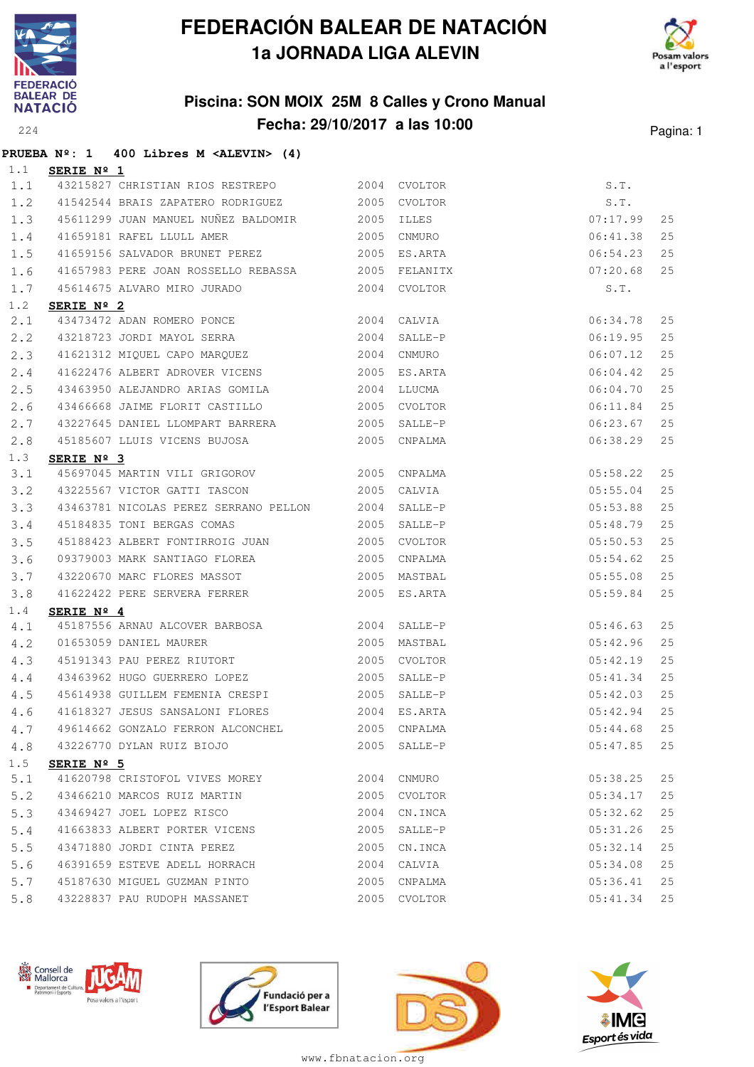# FEDERACIÓN BALEAR DE NATACIÓN
## 1a JORNADA LIGA ALEVIN

### Piscina: SON MOIX 25M 8 Calles y Crono Manual
### Fecha: 29/10/2017 a las 10:00

**PRUEBA Nº: 1 400 Libres M <ALEVIN> (4)**

1.1 **SERIE Nº 1**

| | | | | | | |
|---|---|---|---|---|---|---|
| 1.1 | 43215827 | CHRISTIAN RIOS RESTREPO | 2004 | CVOLTOR | S.T. | |
| 1.2 | 41542544 | BRAIS ZAPATERO RODRIGUEZ | 2005 | CVOLTOR | S.T. | |
| 1.3 | 45611299 | JUAN MANUEL NUÑEZ BALDOMIR | 2005 | ILLES | 07:17.99 | 25 |
| 1.4 | 41659181 | RAFEL LLULL AMER | 2005 | CNMURO | 06:41.38 | 25 |
| 1.5 | 41659156 | SALVADOR BRUNET PEREZ | 2005 | ES.ARTA | 06:54.23 | 25 |
| 1.6 | 41657983 | PERE JOAN ROSSELLO REBASSA | 2005 | FELANITX | 07:20.68 | 25 |
| 1.7 | 45614675 | ALVARO MIRO JURADO | 2004 | CVOLTOR | S.T. | |

1.2 **SERIE Nº 2**

| | | | | | | |
|---|---|---|---|---|---|---|
| 2.1 | 43473472 | ADAN ROMERO PONCE | 2004 | CALVIA | 06:34.78 | 25 |
| 2.2 | 43218723 | JORDI MAYOL SERRA | 2004 | SALLE-P | 06:19.95 | 25 |
| 2.3 | 41621312 | MIQUEL CAPO MARQUEZ | 2004 | CNMURO | 06:07.12 | 25 |
| 2.4 | 41622476 | ALBERT ADROVER VICENS | 2005 | ES.ARTA | 06:04.42 | 25 |
| 2.5 | 43463950 | ALEJANDRO ARIAS GOMILA | 2004 | LLUCMA | 06:04.70 | 25 |
| 2.6 | 43466668 | JAIME FLORIT CASTILLO | 2005 | CVOLTOR | 06:11.84 | 25 |
| 2.7 | 43227645 | DANIEL LLOMPART BARRERA | 2005 | SALLE-P | 06:23.67 | 25 |
| 2.8 | 45185607 | LLUIS VICENS BUJOSA | 2005 | CNPALMA | 06:38.29 | 25 |

1.3 **SERIE Nº 3**

| | | | | | | |
|---|---|---|---|---|---|---|
| 3.1 | 45697045 | MARTIN VILI GRIGOROV | 2005 | CNPALMA | 05:58.22 | 25 |
| 3.2 | 43225567 | VICTOR GATTI TASCON | 2005 | CALVIA | 05:55.04 | 25 |
| 3.3 | 43463781 | NICOLAS PEREZ SERRANO PELLON | 2004 | SALLE-P | 05:53.88 | 25 |
| 3.4 | 45184835 | TONI BERGAS COMAS | 2005 | SALLE-P | 05:48.79 | 25 |
| 3.5 | 45188423 | ALBERT FONTIRROIG JUAN | 2005 | CVOLTOR | 05:50.53 | 25 |
| 3.6 | 09379003 | MARK SANTIAGO FLOREA | 2005 | CNPALMA | 05:54.62 | 25 |
| 3.7 | 43220670 | MARC FLORES MASSOT | 2005 | MASTBAL | 05:55.08 | 25 |
| 3.8 | 41622422 | PERE SERVERA FERRER | 2005 | ES.ARTA | 05:59.84 | 25 |

1.4 **SERIE Nº 4**

| | | | | | | |
|---|---|---|---|---|---|---|
| 4.1 | 45187556 | ARNAU ALCOVER BARBOSA | 2004 | SALLE-P | 05:46.63 | 25 |
| 4.2 | 01653059 | DANIEL MAURER | 2005 | MASTBAL | 05:42.96 | 25 |
| 4.3 | 45191343 | PAU PEREZ RIUTORT | 2005 | CVOLTOR | 05:42.19 | 25 |
| 4.4 | 43463962 | HUGO GUERRERO LOPEZ | 2005 | SALLE-P | 05:41.34 | 25 |
| 4.5 | 45614938 | GUILLEM FEMENIA CRESPI | 2005 | SALLE-P | 05:42.03 | 25 |
| 4.6 | 41618327 | JESUS SANSALONI FLORES | 2004 | ES.ARTA | 05:42.94 | 25 |
| 4.7 | 49614662 | GONZALO FERRON ALCONCHEL | 2005 | CNPALMA | 05:44.68 | 25 |
| 4.8 | 43226770 | DYLAN RUIZ BIOJO | 2005 | SALLE-P | 05:47.85 | 25 |

1.5 **SERIE Nº 5**

| | | | | | | |
|---|---|---|---|---|---|---|
| 5.1 | 41620798 | CRISTOFOL VIVES MOREY | 2004 | CNMURO | 05:38.25 | 25 |
| 5.2 | 43466210 | MARCOS RUIZ MARTIN | 2005 | CVOLTOR | 05:34.17 | 25 |
| 5.3 | 43469427 | JOEL LOPEZ RISCO | 2004 | CN.INCA | 05:32.62 | 25 |
| 5.4 | 41663833 | ALBERT PORTER VICENS | 2005 | SALLE-P | 05:31.26 | 25 |
| 5.5 | 43471880 | JORDI CINTA PEREZ | 2005 | CN.INCA | 05:32.14 | 25 |
| 5.6 | 46391659 | ESTEVE ADELL HORRACH | 2004 | CALVIA | 05:34.08 | 25 |
| 5.7 | 45187630 | MIGUEL GUZMAN PINTO | 2005 | CNPALMA | 05:36.41 | 25 |
| 5.8 | 43228837 | PAU RUDOPH MASSANET | 2005 | CVOLTOR | 05:41.34 | 25 |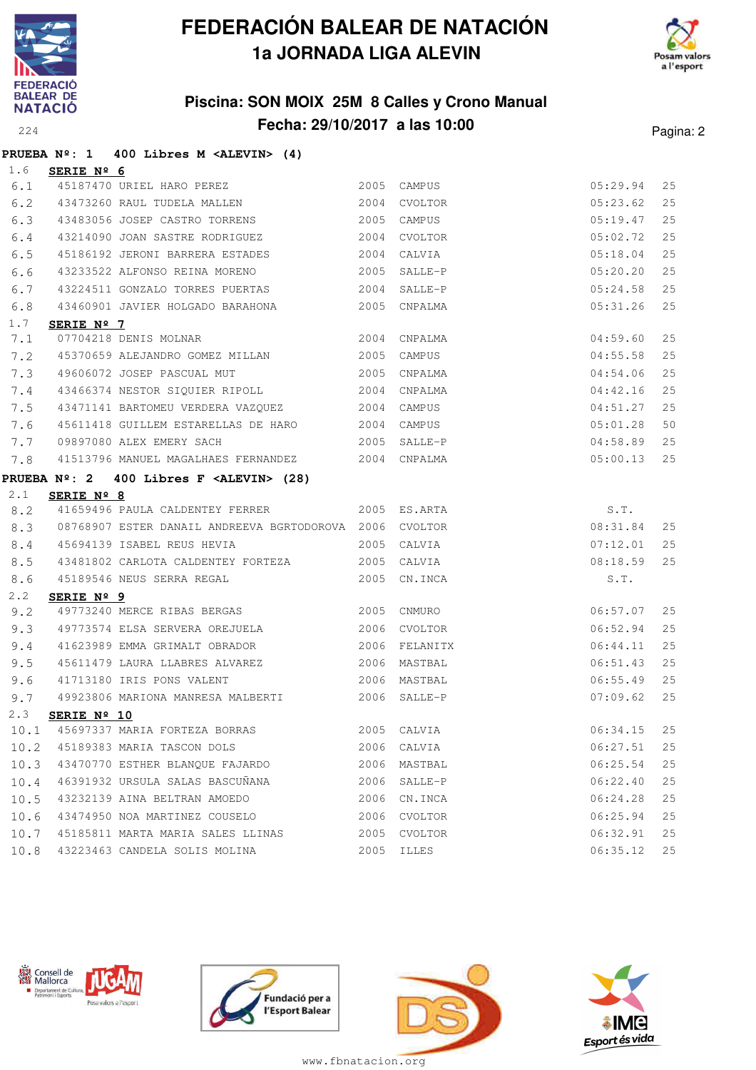# FEDERACIÓN BALEAR DE NATACIÓN
## 1a JORNADA LIGA ALEVIN

### Piscina: SON MOIX 25M 8 Calles y Crono Manual
### Fecha: 29/10/2017 a las 10:00

224

**PRUEBA Nº: 1 400 Libres M <ALEVIN> (4)**

1.6 **SERIE Nº 6**

| | | | | | | |
|---|---|---|---|---|---|---|
| 6.1 | 45187470 | URIEL HARO PEREZ | 2005 | CAMPUS | 05:29.94 | 25 |
| 6.2 | 43473260 | RAUL TUDELA MALLEN | 2004 | CVOLTOR | 05:23.62 | 25 |
| 6.3 | 43483056 | JOSEP CASTRO TORRENS | 2005 | CAMPUS | 05:19.47 | 25 |
| 6.4 | 43214090 | JOAN SASTRE RODRIGUEZ | 2004 | CVOLTOR | 05:02.72 | 25 |
| 6.5 | 45186192 | JERONI BARRERA ESTADES | 2004 | CALVIA | 05:18.04 | 25 |
| 6.6 | 43233522 | ALFONSO REINA MORENO | 2005 | SALLE-P | 05:20.20 | 25 |
| 6.7 | 43224511 | GONZALO TORRES PUERTAS | 2004 | SALLE-P | 05:24.58 | 25 |
| 6.8 | 43460901 | JAVIER HOLGADO BARAHONA | 2005 | CNPALMA | 05:31.26 | 25 |

1.7 **SERIE Nº 7**

| | | | | | | |
|---|---|---|---|---|---|---|
| 7.1 | 07704218 | DENIS MOLNAR | 2004 | CNPALMA | 04:59.60 | 25 |
| 7.2 | 45370659 | ALEJANDRO GOMEZ MILLAN | 2005 | CAMPUS | 04:55.58 | 25 |
| 7.3 | 49606072 | JOSEP PASCUAL MUT | 2005 | CNPALMA | 04:54.06 | 25 |
| 7.4 | 43466374 | NESTOR SIQUIER RIPOLL | 2004 | CNPALMA | 04:42.16 | 25 |
| 7.5 | 43471141 | BARTOMEU VERDERA VAZQUEZ | 2004 | CAMPUS | 04:51.27 | 25 |
| 7.6 | 45611418 | GUILLEM ESTARELLAS DE HARO | 2004 | CAMPUS | 05:01.28 | 50 |
| 7.7 | 09897080 | ALEX EMERY SACH | 2005 | SALLE-P | 04:58.89 | 25 |
| 7.8 | 41513796 | MANUEL MAGALHAES FERNANDEZ | 2004 | CNPALMA | 05:00.13 | 25 |

**PRUEBA Nº: 2 400 Libres F <ALEVIN> (28)**

2.1 **SERIE Nº 8**

| | | | | | | |
|---|---|---|---|---|---|---|
| 8.2 | 41659496 | PAULA CALDENTEY FERRER | 2005 | ES.ARTA | S.T. | |
| 8.3 | 08768907 | ESTER DANAIL ANDREEVA BGRTODOROVA | 2006 | CVOLTOR | 08:31.84 | 25 |
| 8.4 | 45694139 | ISABEL REUS HEVIA | 2005 | CALVIA | 07:12.01 | 25 |
| 8.5 | 43481802 | CARLOTA CALDENTEY FORTEZA | 2005 | CALVIA | 08:18.59 | 25 |
| 8.6 | 45189546 | NEUS SERRA REGAL | 2005 | CN.INCA | S.T. | |

2.2 **SERIE Nº 9**

| | | | | | | |
|---|---|---|---|---|---|---|
| 9.2 | 49773240 | MERCE RIBAS BERGAS | 2005 | CNMURO | 06:57.07 | 25 |
| 9.3 | 49773574 | ELSA SERVERA OREJUELA | 2006 | CVOLTOR | 06:52.94 | 25 |
| 9.4 | 41623989 | EMMA GRIMALT OBRADOR | 2006 | FELANITX | 06:44.11 | 25 |
| 9.5 | 45611479 | LAURA LLABRES ALVAREZ | 2006 | MASTBAL | 06:51.43 | 25 |
| 9.6 | 41713180 | IRIS PONS VALENT | 2006 | MASTBAL | 06:55.49 | 25 |
| 9.7 | 49923806 | MARIONA MANRESA MALBERTI | 2006 | SALLE-P | 07:09.62 | 25 |

2.3 **SERIE Nº 10**

| | | | | | | |
|---|---|---|---|---|---|---|
| 10.1 | 45697337 | MARIA FORTEZA BORRAS | 2005 | CALVIA | 06:34.15 | 25 |
| 10.2 | 45189383 | MARIA TASCON DOLS | 2006 | CALVIA | 06:27.51 | 25 |
| 10.3 | 43470770 | ESTHER BLANQUE FAJARDO | 2006 | MASTBAL | 06:25.54 | 25 |
| 10.4 | 46391932 | URSULA SALAS BASCUÑANA | 2006 | SALLE-P | 06:22.40 | 25 |
| 10.5 | 43232139 | AINA BELTRAN AMOEDO | 2006 | CN.INCA | 06:24.28 | 25 |
| 10.6 | 43474950 | NOA MARTINEZ COUSELO | 2006 | CVOLTOR | 06:25.94 | 25 |
| 10.7 | 45185811 | MARTA MARIA SALES LLINAS | 2005 | CVOLTOR | 06:32.91 | 25 |
| 10.8 | 43223463 | CANDELA SOLIS MOLINA | 2005 | ILLES | 06:35.12 | 25 |

www.fbnatacion.org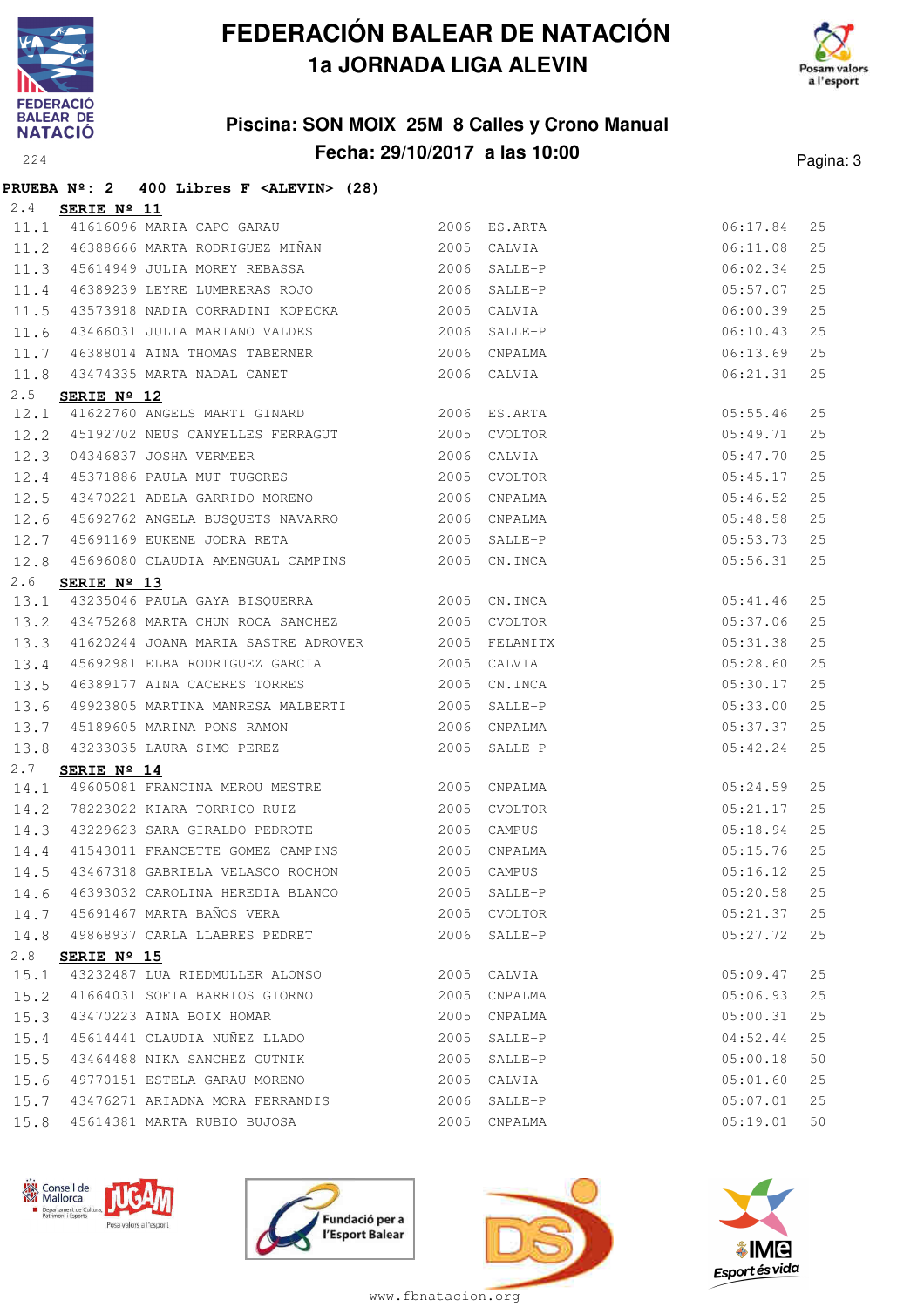**PRUEBA Nº: 2 400 Libres F <ALEVIN> (28)**

2.4 **SERIE Nº 11**

| | | | | | | |
|---|---|---|---|---|---|---|
| 11.1 | 41616096 MARIA CAPO GARAU | 2006 | ES.ARTA | | 06:17.84 | 25 |
| 11.2 | 46388666 MARTA RODRIGUEZ MIÑAN | 2005 | CALVIA | | 06:11.08 | 25 |
| 11.3 | 45614949 JULIA MOREY REBASSA | 2006 | SALLE-P | | 06:02.34 | 25 |
| 11.4 | 46389239 LEYRE LUMBRERAS ROJO | 2006 | SALLE-P | | 05:57.07 | 25 |
| 11.5 | 43573918 NADIA CORRADINI KOPECKA | 2005 | CALVIA | | 06:00.39 | 25 |
| 11.6 | 43466031 JULIA MARIANO VALDES | 2006 | SALLE-P | | 06:10.43 | 25 |
| 11.7 | 46388014 AINA THOMAS TABERNER | 2006 | CNPALMA | | 06:13.69 | 25 |
| 11.8 | 43474335 MARTA NADAL CANET | 2006 | CALVIA | | 06:21.31 | 25 |

2.5 **SERIE Nº 12**

| | | | | | | |
|---|---|---|---|---|---|---|
| 12.1 | 41622760 ANGELS MARTI GINARD | 2006 | ES.ARTA | | 05:55.46 | 25 |
| 12.2 | 45192702 NEUS CANYELLES FERRAGUT | 2005 | CVOLTOR | | 05:49.71 | 25 |
| 12.3 | 04346837 JOSHA VERMEER | 2006 | CALVIA | | 05:47.70 | 25 |
| 12.4 | 45371886 PAULA MUT TUGORES | 2005 | CVOLTOR | | 05:45.17 | 25 |
| 12.5 | 43470221 ADELA GARRIDO MORENO | 2006 | CNPALMA | | 05:46.52 | 25 |
| 12.6 | 45692762 ANGELA BUSQUETS NAVARRO | 2006 | CNPALMA | | 05:48.58 | 25 |
| 12.7 | 45691169 EUKENE JODRA RETA | 2005 | SALLE-P | | 05:53.73 | 25 |
| 12.8 | 45696080 CLAUDIA AMENGUAL CAMPINS | 2005 | CN.INCA | | 05:56.31 | 25 |

2.6 **SERIE Nº 13**

| | | | | | | |
|---|---|---|---|---|---|---|
| 13.1 | 43235046 PAULA GAYA BISQUERRA | 2005 | CN.INCA | | 05:41.46 | 25 |
| 13.2 | 43475268 MARTA CHUN ROCA SANCHEZ | 2005 | CVOLTOR | | 05:37.06 | 25 |
| 13.3 | 41620244 JOANA MARIA SASTRE ADROVER | 2005 | FELANITX | | 05:31.38 | 25 |
| 13.4 | 45692981 ELBA RODRIGUEZ GARCIA | 2005 | CALVIA | | 05:28.60 | 25 |
| 13.5 | 46389177 AINA CACERES TORRES | 2005 | CN.INCA | | 05:30.17 | 25 |
| 13.6 | 49923805 MARTINA MANRESA MALBERTI | 2005 | SALLE-P | | 05:33.00 | 25 |
| 13.7 | 45189605 MARINA PONS RAMON | 2006 | CNPALMA | | 05:37.37 | 25 |
| 13.8 | 43233035 LAURA SIMO PEREZ | 2005 | SALLE-P | | 05:42.24 | 25 |

2.7 **SERIE Nº 14**

| | | | | | | |
|---|---|---|---|---|---|---|
| 14.1 | 49605081 FRANCINA MEROU MESTRE | 2005 | CNPALMA | | 05:24.59 | 25 |
| 14.2 | 78223022 KIARA TORRICO RUIZ | 2005 | CVOLTOR | | 05:21.17 | 25 |
| 14.3 | 43229623 SARA GIRALDO PEDROTE | 2005 | CAMPUS | | 05:18.94 | 25 |
| 14.4 | 41543011 FRANCETTE GOMEZ CAMPINS | 2005 | CNPALMA | | 05:15.76 | 25 |
| 14.5 | 43467318 GABRIELA VELASCO ROCHON | 2005 | CAMPUS | | 05:16.12 | 25 |
| 14.6 | 46393032 CAROLINA HEREDIA BLANCO | 2005 | SALLE-P | | 05:20.58 | 25 |
| 14.7 | 45691467 MARTA BAÑOS VERA | 2005 | CVOLTOR | | 05:21.37 | 25 |
| 14.8 | 49868937 CARLA LLABRES PEDRET | 2006 | SALLE-P | | 05:27.72 | 25 |

2.8 **SERIE Nº 15**

| | | | | | | |
|---|---|---|---|---|---|---|
| 15.1 | 43232487 LUA RIEDMULLER ALONSO | 2005 | CALVIA | | 05:09.47 | 25 |
| 15.2 | 41664031 SOFIA BARRIOS GIORNO | 2005 | CNPALMA | | 05:06.93 | 25 |
| 15.3 | 43470223 AINA BOIX HOMAR | 2005 | CNPALMA | | 05:00.31 | 25 |
| 15.4 | 45614441 CLAUDIA NUÑEZ LLADO | 2005 | SALLE-P | | 04:52.44 | 25 |
| 15.5 | 43464488 NIKA SANCHEZ GUTNIK | 2005 | SALLE-P | | 05:00.18 | 50 |
| 15.6 | 49770151 ESTELA GARAU MORENO | 2005 | CALVIA | | 05:01.60 | 25 |
| 15.7 | 43476271 ARIADNA MORA FERRANDIS | 2006 | SALLE-P | | 05:07.01 | 25 |
| 15.8 | 45614381 MARTA RUBIO BUJOSA | 2005 | CNPALMA | | 05:19.01 | 50 |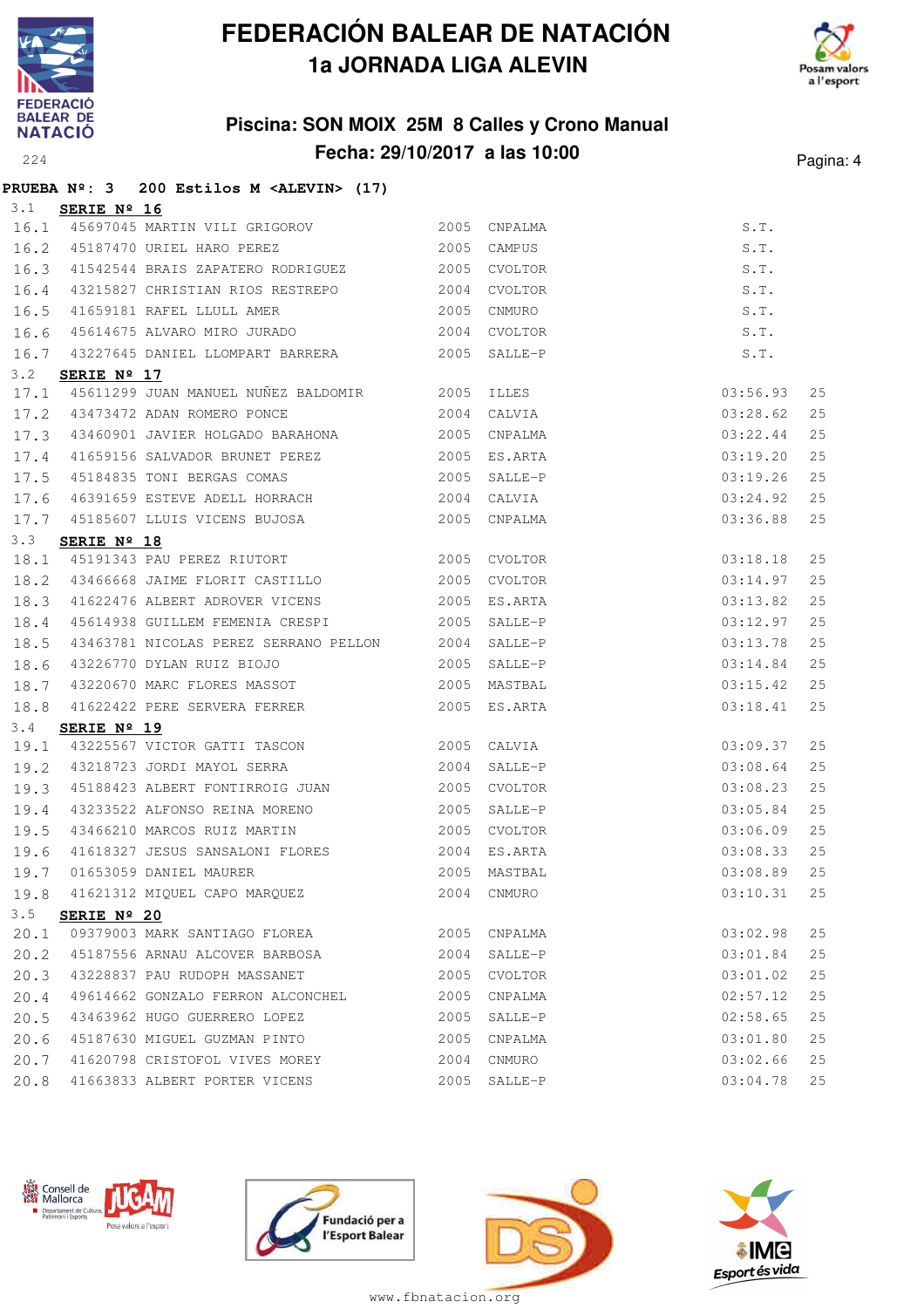# FEDERACIÓN BALEAR DE NATACIÓN
## 1a JORNADA LIGA ALEVIN

### Piscina: SON MOIX 25M 8 Calles y Crono Manual
### Fecha: 29/10/2017 a las 10:00

**PRUEBA Nº: 3 200 Estilos M <ALEVIN> (17)**

3.1 **SERIE Nº 16**

| | | | | | | |
|---|---|---|---|---|---|---|
| 16.1 | 45697045 | MARTIN VILI GRIGOROV | 2005 | CNPALMA | S.T. | |
| 16.2 | 45187470 | URIEL HARO PEREZ | 2005 | CAMPUS | S.T. | |
| 16.3 | 41542544 | BRAIS ZAPATERO RODRIGUEZ | 2005 | CVOLTOR | S.T. | |
| 16.4 | 43215827 | CHRISTIAN RIOS RESTREPO | 2004 | CVOLTOR | S.T. | |
| 16.5 | 41659181 | RAFEL LLULL AMER | 2005 | CNMURO | S.T. | |
| 16.6 | 45614675 | ALVARO MIRO JURADO | 2004 | CVOLTOR | S.T. | |
| 16.7 | 43227645 | DANIEL LLOMPART BARRERA | 2005 | SALLE-P | S.T. | |

3.2 **SERIE Nº 17**

| | | | | | | |
|---|---|---|---|---|---|---|
| 17.1 | 45611299 | JUAN MANUEL NUÑEZ BALDOMIR | 2005 | ILLES | 03:56.93 | 25 |
| 17.2 | 43473472 | ADAN ROMERO PONCE | 2004 | CALVIA | 03:28.62 | 25 |
| 17.3 | 43460901 | JAVIER HOLGADO BARAHONA | 2005 | CNPALMA | 03:22.44 | 25 |
| 17.4 | 41659156 | SALVADOR BRUNET PEREZ | 2005 | ES.ARTA | 03:19.20 | 25 |
| 17.5 | 45184835 | TONI BERGAS COMAS | 2005 | SALLE-P | 03:19.26 | 25 |
| 17.6 | 46391659 | ESTEVE ADELL HORRACH | 2004 | CALVIA | 03:24.92 | 25 |
| 17.7 | 45185607 | LLUIS VICENS BUJOSA | 2005 | CNPALMA | 03:36.88 | 25 |

3.3 **SERIE Nº 18**

| | | | | | | |
|---|---|---|---|---|---|---|
| 18.1 | 45191343 | PAU PEREZ RIUTORT | 2005 | CVOLTOR | 03:18.18 | 25 |
| 18.2 | 43466668 | JAIME FLORIT CASTILLO | 2005 | CVOLTOR | 03:14.97 | 25 |
| 18.3 | 41622476 | ALBERT ADROVER VICENS | 2005 | ES.ARTA | 03:13.82 | 25 |
| 18.4 | 45614938 | GUILLEM FEMENIA CRESPI | 2005 | SALLE-P | 03:12.97 | 25 |
| 18.5 | 43463781 | NICOLAS PEREZ SERRANO PELLON | 2004 | SALLE-P | 03:13.78 | 25 |
| 18.6 | 43226770 | DYLAN RUIZ BIOJO | 2005 | SALLE-P | 03:14.84 | 25 |
| 18.7 | 43220670 | MARC FLORES MASSOT | 2005 | MASTBAL | 03:15.42 | 25 |
| 18.8 | 41622422 | PERE SERVERA FERRER | 2005 | ES.ARTA | 03:18.41 | 25 |

3.4 **SERIE Nº 19**

| | | | | | | |
|---|---|---|---|---|---|---|
| 19.1 | 43225567 | VICTOR GATTI TASCON | 2005 | CALVIA | 03:09.37 | 25 |
| 19.2 | 43218723 | JORDI MAYOL SERRA | 2004 | SALLE-P | 03:08.64 | 25 |
| 19.3 | 45188423 | ALBERT FONTIRROIG JUAN | 2005 | CVOLTOR | 03:08.23 | 25 |
| 19.4 | 43233522 | ALFONSO REINA MORENO | 2005 | SALLE-P | 03:05.84 | 25 |
| 19.5 | 43466210 | MARCOS RUIZ MARTIN | 2005 | CVOLTOR | 03:06.09 | 25 |
| 19.6 | 41618327 | JESUS SANSALONI FLORES | 2004 | ES.ARTA | 03:08.33 | 25 |
| 19.7 | 01653059 | DANIEL MAURER | 2005 | MASTBAL | 03:08.89 | 25 |
| 19.8 | 41621312 | MIQUEL CAPO MARQUEZ | 2004 | CNMURO | 03:10.31 | 25 |

3.5 **SERIE Nº 20**

| | | | | | | |
|---|---|---|---|---|---|---|
| 20.1 | 09379003 | MARK SANTIAGO FLOREA | 2005 | CNPALMA | 03:02.98 | 25 |
| 20.2 | 45187556 | ARNAU ALCOVER BARBOSA | 2004 | SALLE-P | 03:01.84 | 25 |
| 20.3 | 43228837 | PAU RUDOPH MASSANET | 2005 | CVOLTOR | 03:01.02 | 25 |
| 20.4 | 49614662 | GONZALO FERRON ALCONCHEL | 2005 | CNPALMA | 02:57.12 | 25 |
| 20.5 | 43463962 | HUGO GUERRERO LOPEZ | 2005 | SALLE-P | 02:58.65 | 25 |
| 20.6 | 45187630 | MIGUEL GUZMAN PINTO | 2005 | CNPALMA | 03:01.80 | 25 |
| 20.7 | 41620798 | CRISTOFOL VIVES MOREY | 2004 | CNMURO | 03:02.66 | 25 |
| 20.8 | 41663833 | ALBERT PORTER VICENS | 2005 | SALLE-P | 03:04.78 | 25 |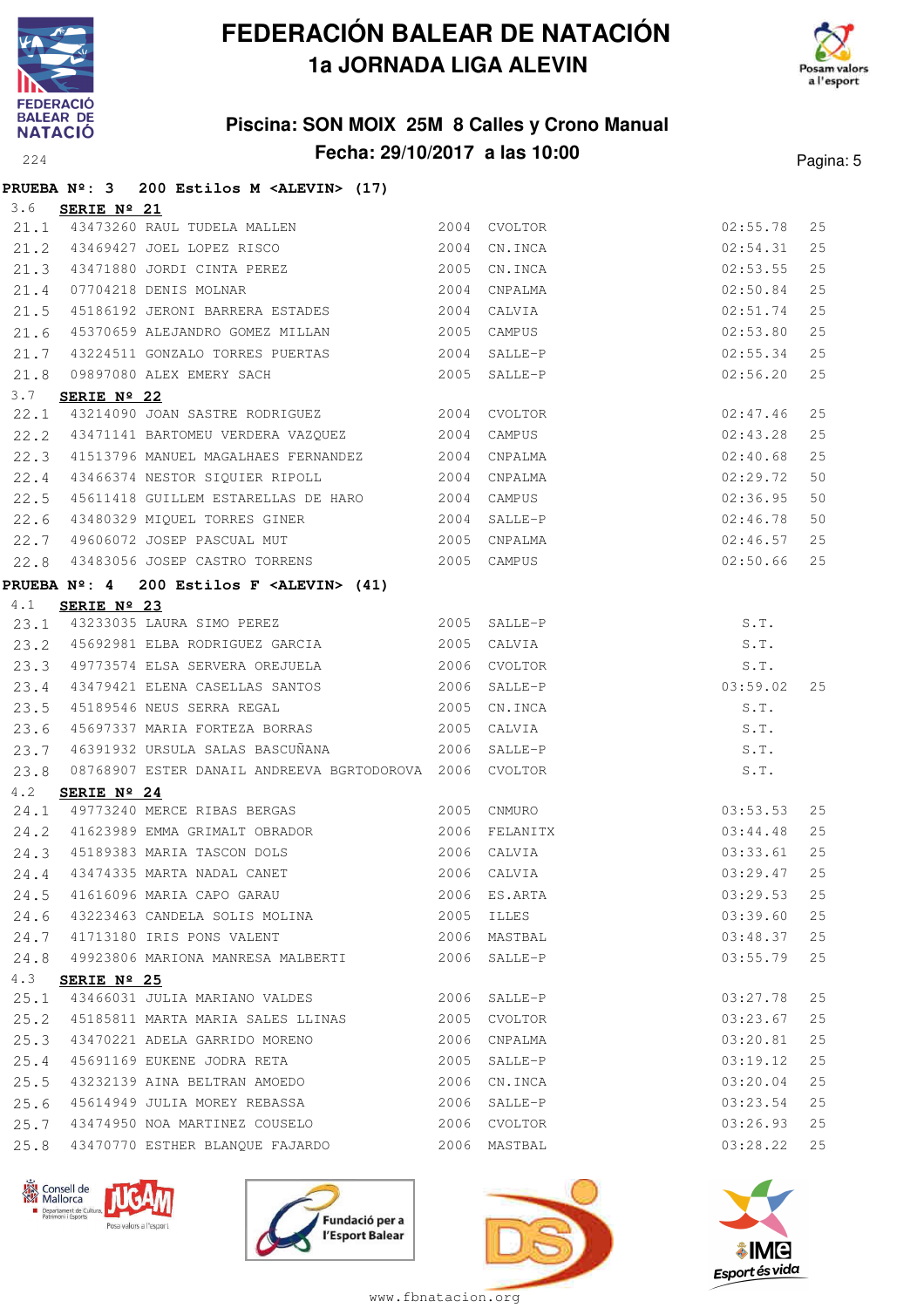# FEDERACIÓN BALEAR DE NATACIÓN

## 1a JORNADA LIGA ALEVIN

### Piscina: SON MOIX 25M 8 Calles y Crono Manual

### Fecha: 29/10/2017 a las 10:00

**PRUEBA Nº: 3 200 Estilos M <ALEVIN> (17)**

3.6 **SERIE Nº 21**

| | | | | | | |
|---|---|---|---|---|---|---|
| 21.1 | 43473260 | RAUL TUDELA MALLEN | 2004 | CVOLTOR | 02:55.78 | 25 |
| 21.2 | 43469427 | JOEL LOPEZ RISCO | 2004 | CN.INCA | 02:54.31 | 25 |
| 21.3 | 43471880 | JORDI CINTA PEREZ | 2005 | CN.INCA | 02:53.55 | 25 |
| 21.4 | 07704218 | DENIS MOLNAR | 2004 | CNPALMA | 02:50.84 | 25 |
| 21.5 | 45186192 | JERONI BARRERA ESTADES | 2004 | CALVIA | 02:51.74 | 25 |
| 21.6 | 45370659 | ALEJANDRO GOMEZ MILLAN | 2005 | CAMPUS | 02:53.80 | 25 |
| 21.7 | 43224511 | GONZALO TORRES PUERTAS | 2004 | SALLE-P | 02:55.34 | 25 |
| 21.8 | 09897080 | ALEX EMERY SACH | 2005 | SALLE-P | 02:56.20 | 25 |

3.7 **SERIE Nº 22**

| | | | | | | |
|---|---|---|---|---|---|---|
| 22.1 | 43214090 | JOAN SASTRE RODRIGUEZ | 2004 | CVOLTOR | 02:47.46 | 25 |
| 22.2 | 43471141 | BARTOMEU VERDERA VAZQUEZ | 2004 | CAMPUS | 02:43.28 | 25 |
| 22.3 | 41513796 | MANUEL MAGALHAES FERNANDEZ | 2004 | CNPALMA | 02:40.68 | 25 |
| 22.4 | 43466374 | NESTOR SIQUIER RIPOLL | 2004 | CNPALMA | 02:29.72 | 50 |
| 22.5 | 45611418 | GUILLEM ESTARELLAS DE HARO | 2004 | CAMPUS | 02:36.95 | 50 |
| 22.6 | 43480329 | MIQUEL TORRES GINER | 2004 | SALLE-P | 02:46.78 | 50 |
| 22.7 | 49606072 | JOSEP PASCUAL MUT | 2005 | CNPALMA | 02:46.57 | 25 |
| 22.8 | 43483056 | JOSEP CASTRO TORRENS | 2005 | CAMPUS | 02:50.66 | 25 |

**PRUEBA Nº: 4 200 Estilos F <ALEVIN> (41)**

4.1 **SERIE Nº 23**

| | | | | | | |
|---|---|---|---|---|---|---|
| 23.1 | 43233035 | LAURA SIMO PEREZ | 2005 | SALLE-P | S.T. | |
| 23.2 | 45692981 | ELBA RODRIGUEZ GARCIA | 2005 | CALVIA | S.T. | |
| 23.3 | 49773574 | ELSA SERVERA OREJUELA | 2006 | CVOLTOR | S.T. | |
| 23.4 | 43479421 | ELENA CASELLAS SANTOS | 2006 | SALLE-P | 03:59.02 | 25 |
| 23.5 | 45189546 | NEUS SERRA REGAL | 2005 | CN.INCA | S.T. | |
| 23.6 | 45697337 | MARIA FORTEZA BORRAS | 2005 | CALVIA | S.T. | |
| 23.7 | 46391932 | URSULA SALAS BASCUÑANA | 2006 | SALLE-P | S.T. | |
| 23.8 | 08768907 | ESTER DANAIL ANDREEVA BGRTODOROVA | 2006 | CVOLTOR | S.T. | |

4.2 **SERIE Nº 24**

| | | | | | | |
|---|---|---|---|---|---|---|
| 24.1 | 49773240 | MERCE RIBAS BERGAS | 2005 | CNMURO | 03:53.53 | 25 |
| 24.2 | 41623989 | EMMA GRIMALT OBRADOR | 2006 | FELANITX | 03:44.48 | 25 |
| 24.3 | 45189383 | MARIA TASCON DOLS | 2006 | CALVIA | 03:33.61 | 25 |
| 24.4 | 43474335 | MARTA NADAL CANET | 2006 | CALVIA | 03:29.47 | 25 |
| 24.5 | 41616096 | MARIA CAPO GARAU | 2006 | ES.ARTA | 03:29.53 | 25 |
| 24.6 | 43223463 | CANDELA SOLIS MOLINA | 2005 | ILLES | 03:39.60 | 25 |
| 24.7 | 41713180 | IRIS PONS VALENT | 2006 | MASTBAL | 03:48.37 | 25 |
| 24.8 | 49923806 | MARIONA MANRESA MALBERTI | 2006 | SALLE-P | 03:55.79 | 25 |

4.3 **SERIE Nº 25**

| | | | | | | |
|---|---|---|---|---|---|---|
| 25.1 | 43466031 | JULIA MARIANO VALDES | 2006 | SALLE-P | 03:27.78 | 25 |
| 25.2 | 45185811 | MARTA MARIA SALES LLINAS | 2005 | CVOLTOR | 03:23.67 | 25 |
| 25.3 | 43470221 | ADELA GARRIDO MORENO | 2006 | CNPALMA | 03:20.81 | 25 |
| 25.4 | 45691169 | EUKENE JODRA RETA | 2005 | SALLE-P | 03:19.12 | 25 |
| 25.5 | 43232139 | AINA BELTRAN AMOEDO | 2006 | CN.INCA | 03:20.04 | 25 |
| 25.6 | 45614949 | JULIA MOREY REBASSA | 2006 | SALLE-P | 03:23.54 | 25 |
| 25.7 | 43474950 | NOA MARTINEZ COUSELO | 2006 | CVOLTOR | 03:26.93 | 25 |
| 25.8 | 43470770 | ESTHER BLANQUE FAJARDO | 2006 | MASTBAL | 03:28.22 | 25 |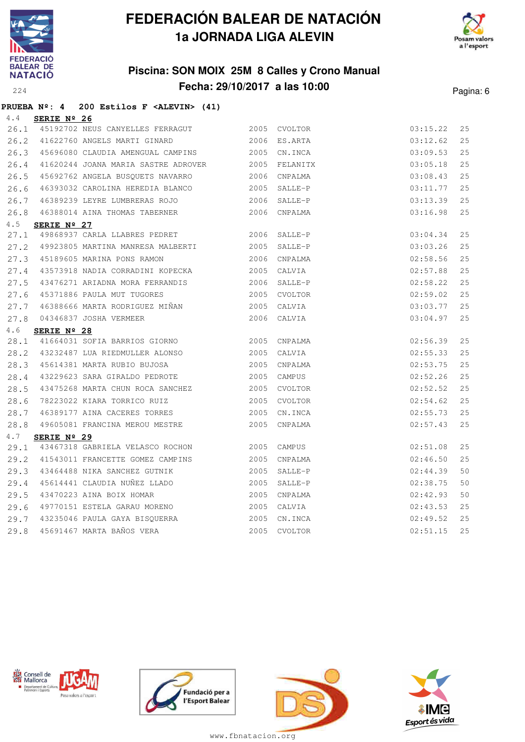# FEDERACIÓN BALEAR DE NATACIÓN

## 1a JORNADA LIGA ALEVIN

### Piscina: SON MOIX 25M 8 Calles y Crono Manual

### Fecha: 29/10/2017 a las 10:00

**PRUEBA Nº: 4 200 Estilos F <ALEVIN> (41)**

4.4 **SERIE Nº 26**

| | | | | | | |
|---|---|---|---|---|---|---|
| 26.1 | 45192702 | NEUS CANYELLES FERRAGUT | 2005 | CVOLTOR | 03:15.22 | 25 |
| 26.2 | 41622760 | ANGELS MARTI GINARD | 2006 | ES.ARTA | 03:12.62 | 25 |
| 26.3 | 45696080 | CLAUDIA AMENGUAL CAMPINS | 2005 | CN.INCA | 03:09.53 | 25 |
| 26.4 | 41620244 | JOANA MARIA SASTRE ADROVER | 2005 | FELANITX | 03:05.18 | 25 |
| 26.5 | 45692762 | ANGELA BUSQUETS NAVARRO | 2006 | CNPALMA | 03:08.43 | 25 |
| 26.6 | 46393032 | CAROLINA HEREDIA BLANCO | 2005 | SALLE-P | 03:11.77 | 25 |
| 26.7 | 46389239 | LEYRE LUMBRERAS ROJO | 2006 | SALLE-P | 03:13.39 | 25 |
| 26.8 | 46388014 | AINA THOMAS TABERNER | 2006 | CNPALMA | 03:16.98 | 25 |

4.5 **SERIE Nº 27**

| | | | | | | |
|---|---|---|---|---|---|---|
| 27.1 | 49868937 | CARLA LLABRES PEDRET | 2006 | SALLE-P | 03:04.34 | 25 |
| 27.2 | 49923805 | MARTINA MANRESA MALBERTI | 2005 | SALLE-P | 03:03.26 | 25 |
| 27.3 | 45189605 | MARINA PONS RAMON | 2006 | CNPALMA | 02:58.56 | 25 |
| 27.4 | 43573918 | NADIA CORRADINI KOPECKA | 2005 | CALVIA | 02:57.88 | 25 |
| 27.5 | 43476271 | ARIADNA MORA FERRANDIS | 2006 | SALLE-P | 02:58.22 | 25 |
| 27.6 | 45371886 | PAULA MUT TUGORES | 2005 | CVOLTOR | 02:59.02 | 25 |
| 27.7 | 46388666 | MARTA RODRIGUEZ MIÑAN | 2005 | CALVIA | 03:03.77 | 25 |
| 27.8 | 04346837 | JOSHA VERMEER | 2006 | CALVIA | 03:04.97 | 25 |

4.6 **SERIE Nº 28**

| | | | | | | |
|---|---|---|---|---|---|---|
| 28.1 | 41664031 | SOFIA BARRIOS GIORNO | 2005 | CNPALMA | 02:56.39 | 25 |
| 28.2 | 43232487 | LUA RIEDMULLER ALONSO | 2005 | CALVIA | 02:55.33 | 25 |
| 28.3 | 45614381 | MARTA RUBIO BUJOSA | 2005 | CNPALMA | 02:53.75 | 25 |
| 28.4 | 43229623 | SARA GIRALDO PEDROTE | 2005 | CAMPUS | 02:52.26 | 25 |
| 28.5 | 43475268 | MARTA CHUN ROCA SANCHEZ | 2005 | CVOLTOR | 02:52.52 | 25 |
| 28.6 | 78223022 | KIARA TORRICO RUIZ | 2005 | CVOLTOR | 02:54.62 | 25 |
| 28.7 | 46389177 | AINA CACERES TORRES | 2005 | CN.INCA | 02:55.73 | 25 |
| 28.8 | 49605081 | FRANCINA MEROU MESTRE | 2005 | CNPALMA | 02:57.43 | 25 |

4.7 **SERIE Nº 29**

| | | | | | | |
|---|---|---|---|---|---|---|
| 29.1 | 43467318 | GABRIELA VELASCO ROCHON | 2005 | CAMPUS | 02:51.08 | 25 |
| 29.2 | 41543011 | FRANCETTE GOMEZ CAMPINS | 2005 | CNPALMA | 02:46.50 | 25 |
| 29.3 | 43464488 | NIKA SANCHEZ GUTNIK | 2005 | SALLE-P | 02:44.39 | 50 |
| 29.4 | 45614441 | CLAUDIA NUÑEZ LLADO | 2005 | SALLE-P | 02:38.75 | 50 |
| 29.5 | 43470223 | AINA BOIX HOMAR | 2005 | CNPALMA | 02:42.93 | 50 |
| 29.6 | 49770151 | ESTELA GARAU MORENO | 2005 | CALVIA | 02:43.53 | 25 |
| 29.7 | 43235046 | PAULA GAYA BISQUERRA | 2005 | CN.INCA | 02:49.52 | 25 |
| 29.8 | 45691467 | MARTA BAÑOS VERA | 2005 | CVOLTOR | 02:51.15 | 25 |

www.fbnatacion.org